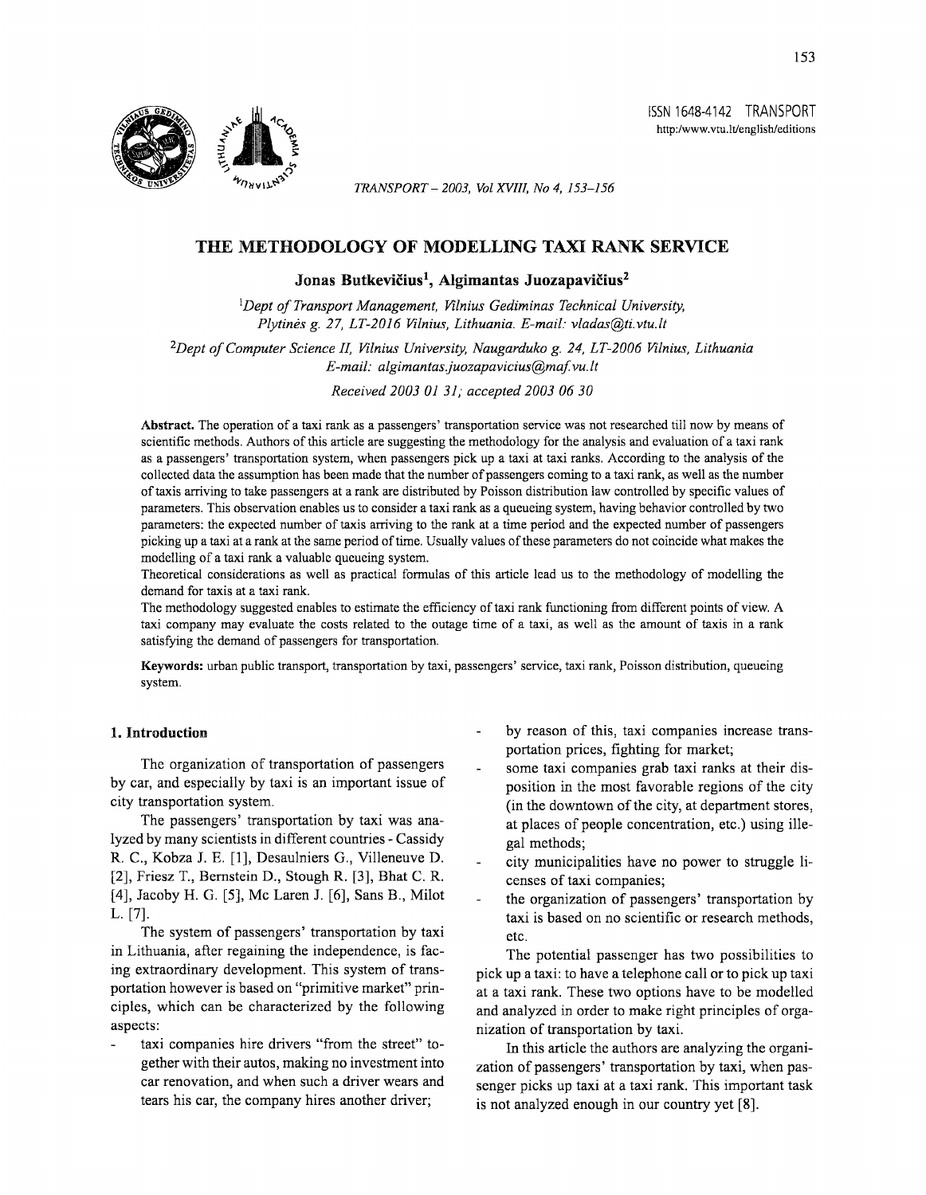# THE METHODOLOGY OF MODELLING TAXI RANK SERVICE

**Jonas Butkevičius[1], Algimantas Juozapavičius[2]**

[1]*Dept of Transport Management, Vilnius Gediminas Technical University, Plytinės g. 27, LT-2016 Vilnius, Lithuania. E-mail: vladas@ti.vtu.lt*

[2]*Dept of Computer Science II, Vilnius University, Naugarduko g. 24, LT-2006 Vilnius, Lithuania E-mail: algimantas.juozapavicius@maf.vu.lt*

*Received 2003 01 31; accepted 2003 06 30*

**Abstract.** The operation of a taxi rank as a passengers' transportation service was not researched till now by means of scientific methods. Authors of this article are suggesting the methodology for the analysis and evaluation of a taxi rank as a passengers' transportation system, when passengers pick up a taxi at taxi ranks. According to the analysis of the collected data the assumption has been made that the number of passengers coming to a taxi rank, as well as the number of taxis arriving to take passengers at a rank are distributed by Poisson distribution law controlled by specific values of parameters. This observation enables us to consider a taxi rank as a queueing system, having behavior controlled by two parameters: the expected number of taxis arriving to the rank at a time period and the expected number of passengers picking up a taxi at a rank at the same period of time. Usually values of these parameters do not coincide what makes the modelling of a taxi rank a valuable queueing system.

Theoretical considerations as well as practical formulas of this article lead us to the methodology of modelling the demand for taxis at a taxi rank.

The methodology suggested enables to estimate the efficiency of taxi rank functioning from different points of view. A taxi company may evaluate the costs related to the outage time of a taxi, as well as the amount of taxis in a rank satisfying the demand of passengers for transportation.

**Keywords:** urban public transport, transportation by taxi, passengers' service, taxi rank, Poisson distribution, queueing system.

## 1. Introduction

The organization of transportation of passengers by car, and especially by taxi is an important issue of city transportation system.

The passengers' transportation by taxi was analyzed by many scientists in different countries - Cassidy R. C., Kobza J. E. [1], Desaulniers G., Villeneuve D. [2], Friesz T., Bernstein D., Stough R. [3], Bhat C. R. [4], Jacoby H. G. [5], Mc Laren J. [6], Sans B., Milot L. [7].

The system of passengers' transportation by taxi in Lithuania, after regaining the independence, is facing extraordinary development. This system of transportation however is based on "primitive market" principles, which can be characterized by the following aspects:

- taxi companies hire drivers "from the street" together with their autos, making no investment into car renovation, and when such a driver wears and tears his car, the company hires another driver;
- by reason of this, taxi companies increase transportation prices, fighting for market;
- some taxi companies grab taxi ranks at their disposition in the most favorable regions of the city (in the downtown of the city, at department stores, at places of people concentration, etc.) using illegal methods;
- city municipalities have no power to struggle licenses of taxi companies;
- the organization of passengers' transportation by taxi is based on no scientific or research methods, etc.

The potential passenger has two possibilities to pick up a taxi: to have a telephone call or to pick up taxi at a taxi rank. These two options have to be modelled and analyzed in order to make right principles of organization of transportation by taxi.

In this article the authors are analyzing the organization of passengers' transportation by taxi, when passenger picks up taxi at a taxi rank. This important task is not analyzed enough in our country yet [8].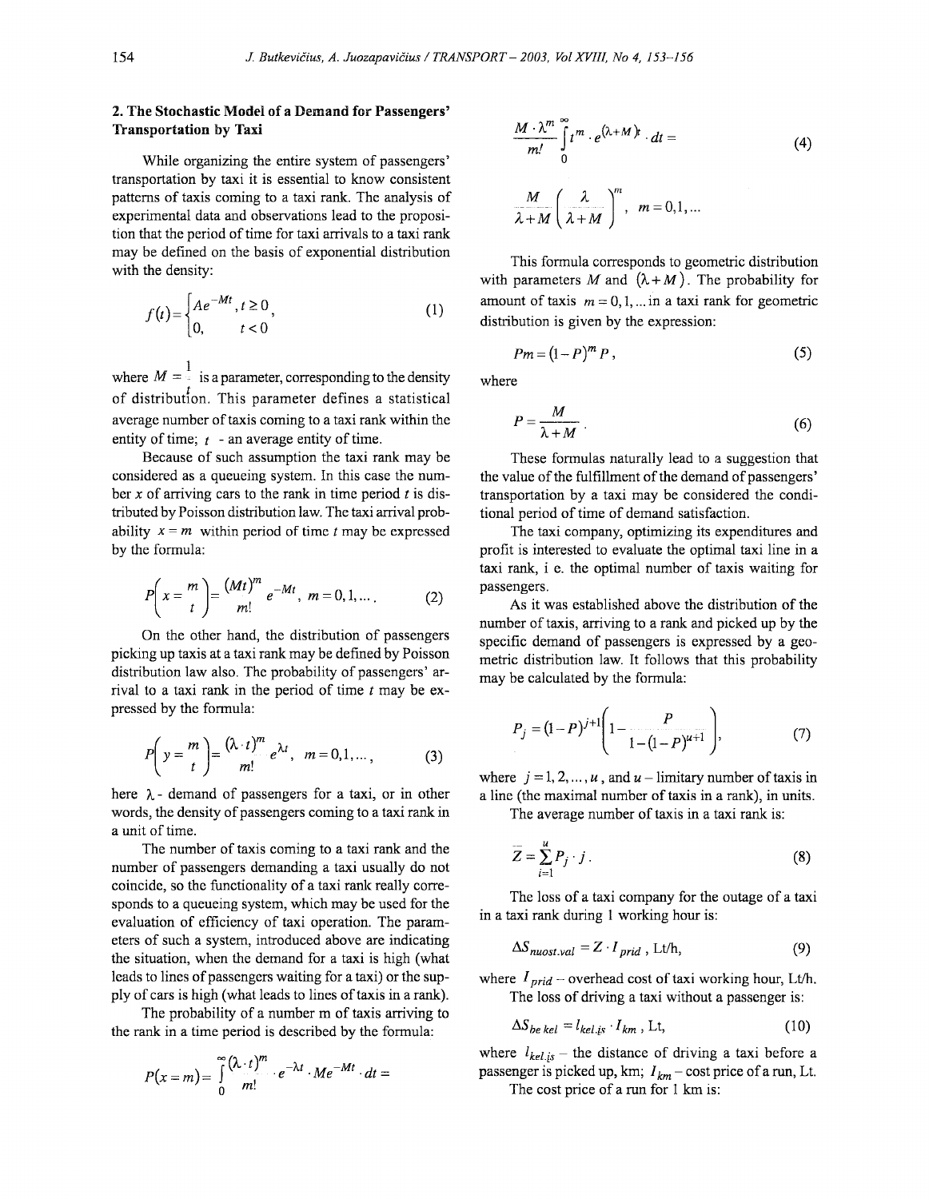## 2. The Stochastic Model of a Demand for Passengers' Transportation by Taxi

While organizing the entire system of passengers' transportation by taxi it is essential to know consistent patterns of taxis coming to a taxi rank. The analysis of experimental data and observations lead to the proposition that the period of time for taxi arrivals to a taxi rank may be defined on the basis of exponential distribution with the density:

$$f(t) = \begin{cases} Ae^{-Mt}, t \geq 0 \\ 0, \quad t < 0 \end{cases}, \tag{1}$$

where $M = \frac{1}{t}$ is a parameter, corresponding to the density of distribution. This parameter defines a statistical average number of taxis coming to a taxi rank within the entity of time; $t$ - an average entity of time.

Because of such assumption the taxi rank may be considered as a queueing system. In this case the number $x$ of arriving cars to the rank in time period $t$ is distributed by Poisson distribution law. The taxi arrival probability $x = m$ within period of time $t$ may be expressed by the formula:

$$P\left(x = \frac{m}{t}\right) = \frac{(Mt)^m}{m!} e^{-Mt}, \; m = 0, 1, \ldots . \tag{2}$$

On the other hand, the distribution of passengers picking up taxis at a taxi rank may be defined by Poisson distribution law also. The probability of passengers' arrival to a taxi rank in the period of time $t$ may be expressed by the formula:

$$P\left(y = \frac{m}{t}\right) = \frac{(\lambda \cdot t)^m}{m!} e^{\lambda t}, \; m = 0, 1, \ldots , \tag{3}$$

here $\lambda$ - demand of passengers for a taxi, or in other words, the density of passengers coming to a taxi rank in a unit of time.

The number of taxis coming to a taxi rank and the number of passengers demanding a taxi usually do not coincide, so the functionality of a taxi rank really corresponds to a queueing system, which may be used for the evaluation of efficiency of taxi operation. The parameters of such a system, introduced above are indicating the situation, when the demand for a taxi is high (what leads to lines of passengers waiting for a taxi) or the supply of cars is high (what leads to lines of taxis in a rank).

The probability of a number m of taxis arriving to the rank in a time period is described by the formula:

$$P(x = m) = \int_0^{\infty} \frac{(\lambda \cdot t)^m}{m!} \cdot e^{-\lambda t} \cdot Me^{-Mt} \cdot dt =$$

$$\frac{M \cdot \lambda^m}{m!} \int_0^{\infty} t^m \cdot e^{(\lambda + M)t} \cdot dt = \tag{4}$$

$$\frac{M}{\lambda + M} \left(\frac{\lambda}{\lambda + M}\right)^m, \quad m = 0, 1, \ldots$$

This formula corresponds to geometric distribution with parameters $M$ and $(\lambda + M)$. The probability for amount of taxis $m = 0, 1, \ldots$ in a taxi rank for geometric distribution is given by the expression:

$$Pm = (1 - P)^m P, \tag{5}$$

where

$$P = \frac{M}{\lambda + M}. \tag{6}$$

These formulas naturally lead to a suggestion that the value of the fulfillment of the demand of passengers' transportation by a taxi may be considered the conditional period of time of demand satisfaction.

The taxi company, optimizing its expenditures and profit is interested to evaluate the optimal taxi line in a taxi rank, i. e. the optimal number of taxis waiting for passengers.

As it was established above the distribution of the number of taxis, arriving to a rank and picked up by the specific demand of passengers is expressed by a geometric distribution law. It follows that this probability may be calculated by the formula:

$$P_j = (1 - P)^{j+1}\left(1 - \frac{P}{1 - (1 - P)^{u+1}}\right), \tag{7}$$

where $j = 1, 2, \ldots, u$, and $u$ – limitary number of taxis in a line (the maximal number of taxis in a rank), in units.

The average number of taxis in a taxi rank is:

$$\bar{Z} = \sum_{i=1}^{u} P_j \cdot j. \tag{8}$$

The loss of a taxi company for the outage of a taxi in a taxi rank during 1 working hour is:

$$\Delta S_{nuost.val} = Z \cdot I_{prid}, \text{ Lt/h}, \tag{9}$$

where $I_{prid}$ – overhead cost of taxi working hour, Lt/h.

The loss of driving a taxi without a passenger is:

$$\Delta S_{be\ kel} = l_{kel.is} \cdot I_{km}, \text{ Lt}, \tag{10}$$

where $l_{kel.is}$ – the distance of driving a taxi before a passenger is picked up, km; $I_{km}$ – cost price of a run, Lt.

The cost price of a run for 1 km is: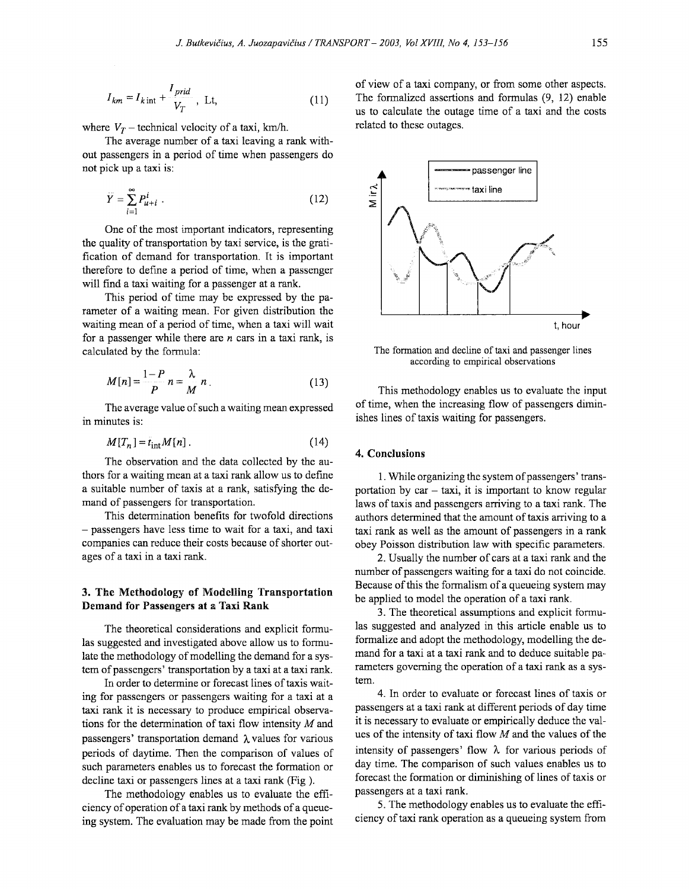$$I_{km} = I_{k\,\text{int}} + \frac{I_{prid}}{V_T}\,,\ \text{Lt}, \qquad (11)$$

where $V_T$ – technical velocity of a taxi, km/h.

The average number of a taxi leaving a rank without passengers in a period of time when passengers do not pick up a taxi is:

$$\bar{Y} = \sum_{i=1}^{\infty} P_{u+i}^{i}\,. \qquad (12)$$

One of the most important indicators, representing the quality of transportation by taxi service, is the gratification of demand for transportation. It is important therefore to define a period of time, when a passenger will find a taxi waiting for a passenger at a rank.

This period of time may be expressed by the parameter of a waiting mean. For given distribution the waiting mean of a period of time, when a taxi will wait for a passenger while there are $n$ cars in a taxi rank, is calculated by the formula:

$$M[n] = \frac{1-P}{P}\,n = \frac{\lambda}{M}\,n\,. \qquad (13)$$

The average value of such a waiting mean expressed in minutes is:

$$M[T_n] = t_{\text{int}} M[n]\,. \qquad (14)$$

The observation and the data collected by the authors for a waiting mean at a taxi rank allow us to define a suitable number of taxis at a rank, satisfying the demand of passengers for transportation.

This determination benefits for twofold directions – passengers have less time to wait for a taxi, and taxi companies can reduce their costs because of shorter outages of a taxi in a taxi rank.

## 3. The Methodology of Modelling Transportation Demand for Passengers at a Taxi Rank

The theoretical considerations and explicit formulas suggested and investigated above allow us to formulate the methodology of modelling the demand for a system of passengers' transportation by a taxi at a taxi rank.

In order to determine or forecast lines of taxis waiting for passengers or passengers waiting for a taxi at a taxi rank it is necessary to produce empirical observations for the determination of taxi flow intensity $M$ and passengers' transportation demand $\lambda$ values for various periods of daytime. Then the comparison of values of such parameters enables us to forecast the formation or decline taxi or passengers lines at a taxi rank (Fig ).

The methodology enables us to evaluate the efficiency of operation of a taxi rank by methods of a queueing system. The evaluation may be made from the point of view of a taxi company, or from some other aspects. The formalized assertions and formulas (9, 12) enable us to calculate the outage time of a taxi and the costs related to these outages.

The formation and decline of taxi and passenger lines according to empirical observations

This methodology enables us to evaluate the input of time, when the increasing flow of passengers diminishes lines of taxis waiting for passengers.

## 4. Conclusions

1. While organizing the system of passengers' transportation by car – taxi, it is important to know regular laws of taxis and passengers arriving to a taxi rank. The authors determined that the amount of taxis arriving to a taxi rank as well as the amount of passengers in a rank obey Poisson distribution law with specific parameters.

2. Usually the number of cars at a taxi rank and the number of passengers waiting for a taxi do not coincide. Because of this the formalism of a queueing system may be applied to model the operation of a taxi rank.

3. The theoretical assumptions and explicit formulas suggested and analyzed in this article enable us to formalize and adopt the methodology, modelling the demand for a taxi at a taxi rank and to deduce suitable parameters governing the operation of a taxi rank as a system.

4. In order to evaluate or forecast lines of taxis or passengers at a taxi rank at different periods of day time it is necessary to evaluate or empirically deduce the values of the intensity of taxi flow $M$ and the values of the intensity of passengers' flow $\lambda$ for various periods of day time. The comparison of such values enables us to forecast the formation or diminishing of lines of taxis or passengers at a taxi rank.

5. The methodology enables us to evaluate the efficiency of taxi rank operation as a queueing system from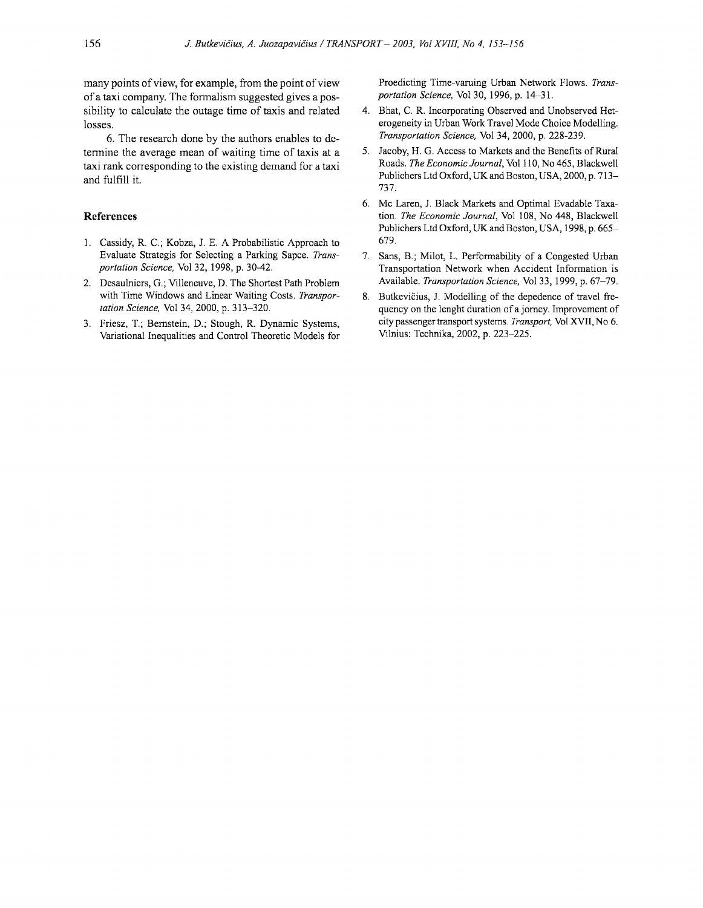many points of view, for example, from the point of view of a taxi company. The formalism suggested gives a possibility to calculate the outage time of taxis and related losses.

6. The research done by the authors enables to determine the average mean of waiting time of taxis at a taxi rank corresponding to the existing demand for a taxi and fulfill it.

## References

1. Cassidy, R. C.; Kobza, J. E. A Probabilistic Approach to Evaluate Strategis for Selecting a Parking Sapce. *Transportation Science,* Vol 32, 1998, p. 30-42.
2. Desaulniers, G.; Villeneuve, D. The Shortest Path Problem with Time Windows and Linear Waiting Costs. *Transportation Science,* Vol 34, 2000, p. 313–320.
3. Friesz, T.; Bernstein, D.; Stough, R. Dynamic Systems, Variational Inequalities and Control Theoretic Models for Proedicting Time-varuing Urban Network Flows. *Transportation Science,* Vol 30, 1996, p. 14–31.
4. Bhat, C. R. Incorporating Observed and Unobserved Heterogeneity in Urban Work Travel Mode Choice Modelling. *Transportation Science,* Vol 34, 2000, p. 228-239.
5. Jacoby, H. G. Access to Markets and the Benefits of Rural Roads. *The Economic Journal,* Vol 110, No 465, Blackwell Publichers Ltd Oxford, UK and Boston, USA, 2000, p. 713–737.
6. Mc Laren, J. Black Markets and Optimal Evadable Taxation. *The Economic Journal,* Vol 108, No 448, Blackwell Publichers Ltd Oxford, UK and Boston, USA, 1998, p. 665–679.
7. Sans, B.; Milot, L. Performability of a Congested Urban Transportation Network when Accident Information is Available. *Transportation Science,* Vol 33, 1999, p. 67–79.
8. Butkevičius, J. Modelling of the depedence of travel frequency on the lenght duration of a jorney. Improvement of city passenger transport systems. *Transport,* Vol XVII, No 6. Vilnius: Technika, 2002, p. 223–225.